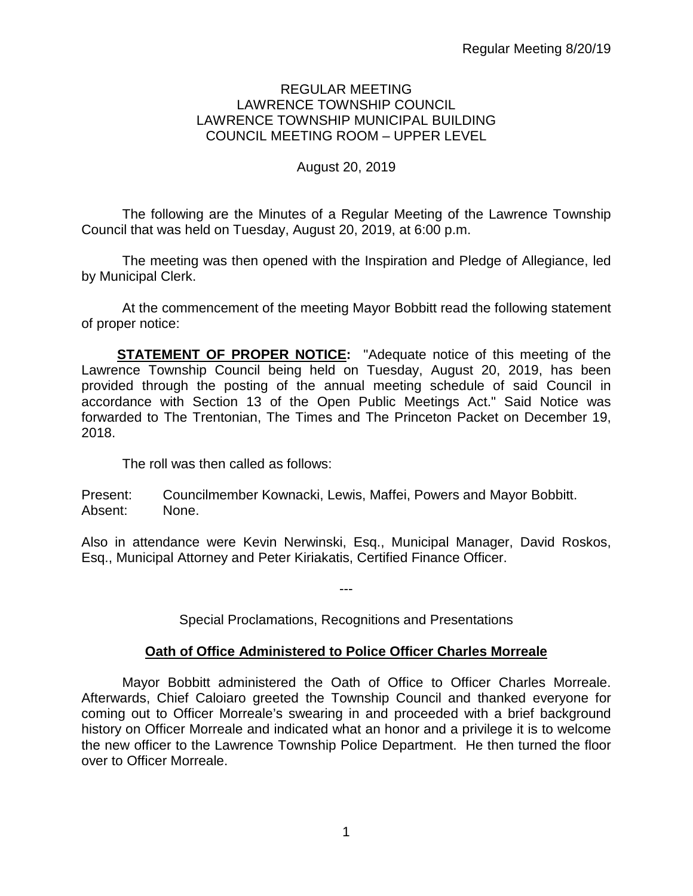REGULAR MEETING
LAWRENCE TOWNSHIP COUNCIL
LAWRENCE TOWNSHIP MUNICIPAL BUILDING
COUNCIL MEETING ROOM – UPPER LEVEL

August 20, 2019

The following are the Minutes of a Regular Meeting of the Lawrence Township Council that was held on Tuesday, August 20, 2019, at 6:00 p.m.

The meeting was then opened with the Inspiration and Pledge of Allegiance, led by Municipal Clerk.

At the commencement of the meeting Mayor Bobbitt read the following statement of proper notice:

**STATEMENT OF PROPER NOTICE:** "Adequate notice of this meeting of the Lawrence Township Council being held on Tuesday, August 20, 2019, has been provided through the posting of the annual meeting schedule of said Council in accordance with Section 13 of the Open Public Meetings Act." Said Notice was forwarded to The Trentonian, The Times and The Princeton Packet on December 19, 2018.

The roll was then called as follows:

Present: Councilmember Kownacki, Lewis, Maffei, Powers and Mayor Bobbitt.
Absent: None.

Also in attendance were Kevin Nerwinski, Esq., Municipal Manager, David Roskos, Esq., Municipal Attorney and Peter Kiriakatis, Certified Finance Officer.

---

Special Proclamations, Recognitions and Presentations

**Oath of Office Administered to Police Officer Charles Morreale**

Mayor Bobbitt administered the Oath of Office to Officer Charles Morreale. Afterwards, Chief Caloiaro greeted the Township Council and thanked everyone for coming out to Officer Morreale's swearing in and proceeded with a brief background history on Officer Morreale and indicated what an honor and a privilege it is to welcome the new officer to the Lawrence Township Police Department. He then turned the floor over to Officer Morreale.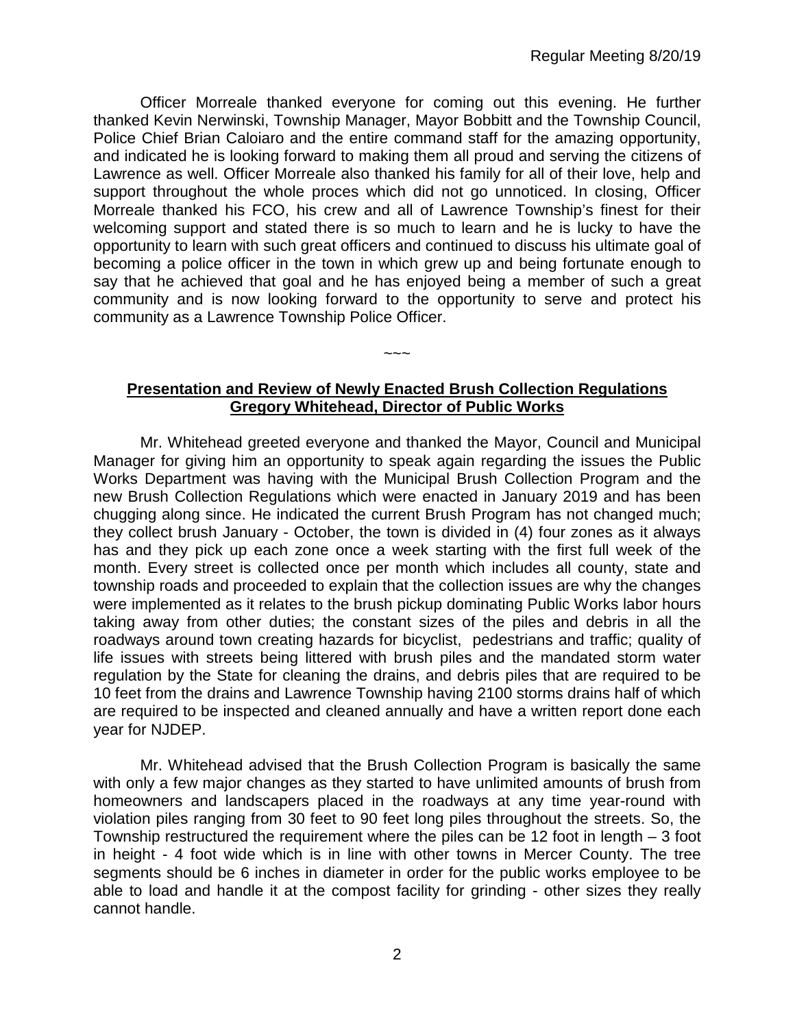Officer Morreale thanked everyone for coming out this evening. He further thanked Kevin Nerwinski, Township Manager, Mayor Bobbitt and the Township Council, Police Chief Brian Caloiaro and the entire command staff for the amazing opportunity, and indicated he is looking forward to making them all proud and serving the citizens of Lawrence as well. Officer Morreale also thanked his family for all of their love, help and support throughout the whole proces which did not go unnoticed. In closing, Officer Morreale thanked his FCO, his crew and all of Lawrence Township's finest for their welcoming support and stated there is so much to learn and he is lucky to have the opportunity to learn with such great officers and continued to discuss his ultimate goal of becoming a police officer in the town in which grew up and being fortunate enough to say that he achieved that goal and he has enjoyed being a member of such a great community and is now looking forward to the opportunity to serve and protect his community as a Lawrence Township Police Officer.

~~~

**Presentation and Review of Newly Enacted Brush Collection Regulations**
**Gregory Whitehead, Director of Public Works**

Mr. Whitehead greeted everyone and thanked the Mayor, Council and Municipal Manager for giving him an opportunity to speak again regarding the issues the Public Works Department was having with the Municipal Brush Collection Program and the new Brush Collection Regulations which were enacted in January 2019 and has been chugging along since. He indicated the current Brush Program has not changed much; they collect brush January - October, the town is divided in (4) four zones as it always has and they pick up each zone once a week starting with the first full week of the month. Every street is collected once per month which includes all county, state and township roads and proceeded to explain that the collection issues are why the changes were implemented as it relates to the brush pickup dominating Public Works labor hours taking away from other duties; the constant sizes of the piles and debris in all the roadways around town creating hazards for bicyclist, pedestrians and traffic; quality of life issues with streets being littered with brush piles and the mandated storm water regulation by the State for cleaning the drains, and debris piles that are required to be 10 feet from the drains and Lawrence Township having 2100 storms drains half of which are required to be inspected and cleaned annually and have a written report done each year for NJDEP.

Mr. Whitehead advised that the Brush Collection Program is basically the same with only a few major changes as they started to have unlimited amounts of brush from homeowners and landscapers placed in the roadways at any time year-round with violation piles ranging from 30 feet to 90 feet long piles throughout the streets. So, the Township restructured the requirement where the piles can be 12 foot in length – 3 foot in height - 4 foot wide which is in line with other towns in Mercer County. The tree segments should be 6 inches in diameter in order for the public works employee to be able to load and handle it at the compost facility for grinding - other sizes they really cannot handle.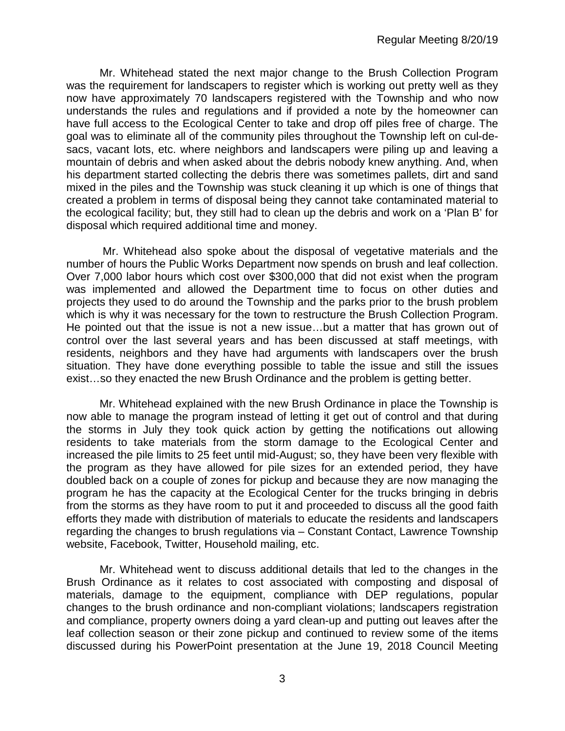Mr. Whitehead stated the next major change to the Brush Collection Program was the requirement for landscapers to register which is working out pretty well as they now have approximately 70 landscapers registered with the Township and who now understands the rules and regulations and if provided a note by the homeowner can have full access to the Ecological Center to take and drop off piles free of charge. The goal was to eliminate all of the community piles throughout the Township left on cul-de-sacs, vacant lots, etc. where neighbors and landscapers were piling up and leaving a mountain of debris and when asked about the debris nobody knew anything. And, when his department started collecting the debris there was sometimes pallets, dirt and sand mixed in the piles and the Township was stuck cleaning it up which is one of things that created a problem in terms of disposal being they cannot take contaminated material to the ecological facility; but, they still had to clean up the debris and work on a 'Plan B' for disposal which required additional time and money.

Mr. Whitehead also spoke about the disposal of vegetative materials and the number of hours the Public Works Department now spends on brush and leaf collection. Over 7,000 labor hours which cost over $300,000 that did not exist when the program was implemented and allowed the Department time to focus on other duties and projects they used to do around the Township and the parks prior to the brush problem which is why it was necessary for the town to restructure the Brush Collection Program. He pointed out that the issue is not a new issue…but a matter that has grown out of control over the last several years and has been discussed at staff meetings, with residents, neighbors and they have had arguments with landscapers over the brush situation. They have done everything possible to table the issue and still the issues exist…so they enacted the new Brush Ordinance and the problem is getting better.

Mr. Whitehead explained with the new Brush Ordinance in place the Township is now able to manage the program instead of letting it get out of control and that during the storms in July they took quick action by getting the notifications out allowing residents to take materials from the storm damage to the Ecological Center and increased the pile limits to 25 feet until mid-August; so, they have been very flexible with the program as they have allowed for pile sizes for an extended period, they have doubled back on a couple of zones for pickup and because they are now managing the program he has the capacity at the Ecological Center for the trucks bringing in debris from the storms as they have room to put it and proceeded to discuss all the good faith efforts they made with distribution of materials to educate the residents and landscapers regarding the changes to brush regulations via – Constant Contact, Lawrence Township website, Facebook, Twitter, Household mailing, etc.

Mr. Whitehead went to discuss additional details that led to the changes in the Brush Ordinance as it relates to cost associated with composting and disposal of materials, damage to the equipment, compliance with DEP regulations, popular changes to the brush ordinance and non-compliant violations; landscapers registration and compliance, property owners doing a yard clean-up and putting out leaves after the leaf collection season or their zone pickup and continued to review some of the items discussed during his PowerPoint presentation at the June 19, 2018 Council Meeting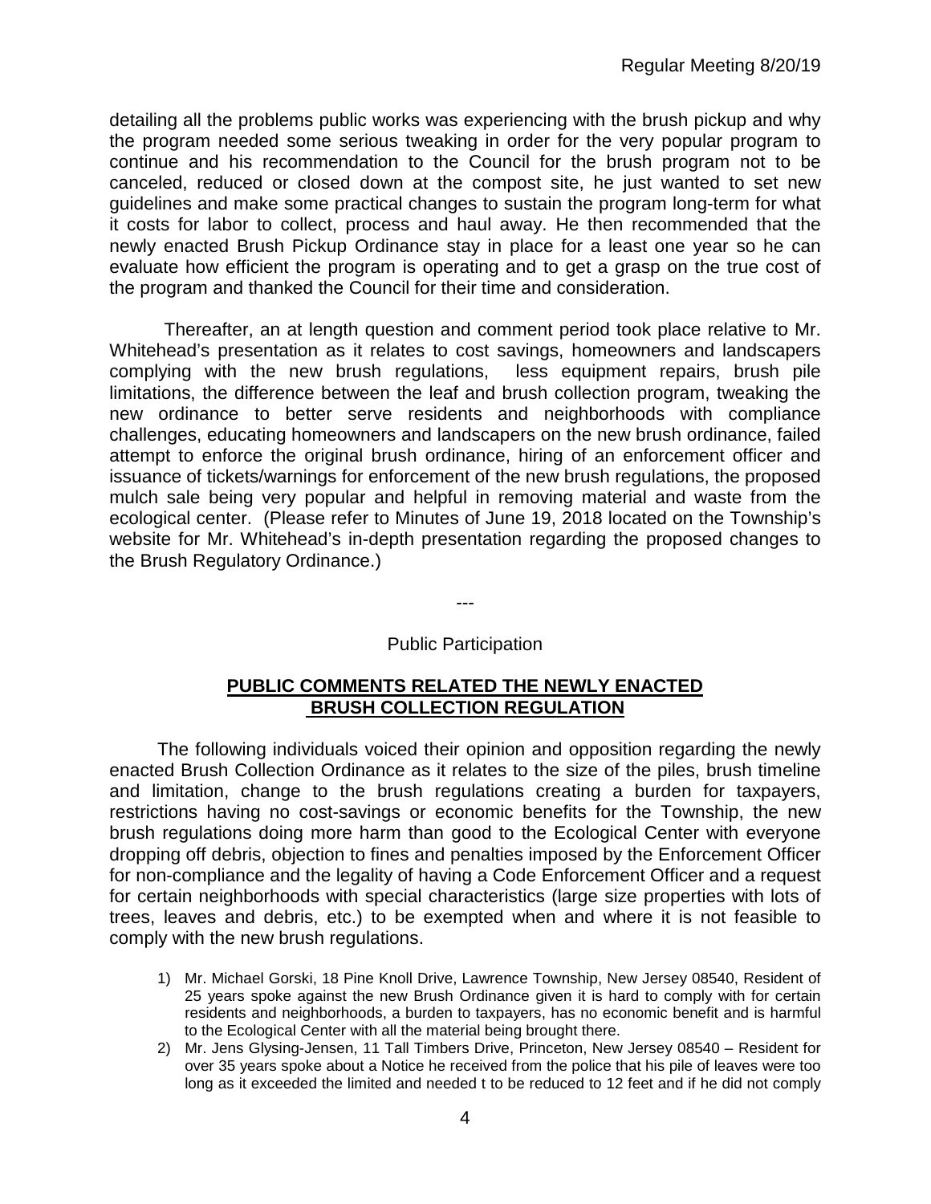detailing all the problems public works was experiencing with the brush pickup and why the program needed some serious tweaking in order for the very popular program to continue and his recommendation to the Council for the brush program not to be canceled, reduced or closed down at the compost site, he just wanted to set new guidelines and make some practical changes to sustain the program long-term for what it costs for labor to collect, process and haul away. He then recommended that the newly enacted Brush Pickup Ordinance stay in place for a least one year so he can evaluate how efficient the program is operating and to get a grasp on the true cost of the program and thanked the Council for their time and consideration.

Thereafter, an at length question and comment period took place relative to Mr. Whitehead's presentation as it relates to cost savings, homeowners and landscapers complying with the new brush regulations, less equipment repairs, brush pile limitations, the difference between the leaf and brush collection program, tweaking the new ordinance to better serve residents and neighborhoods with compliance challenges, educating homeowners and landscapers on the new brush ordinance, failed attempt to enforce the original brush ordinance, hiring of an enforcement officer and issuance of tickets/warnings for enforcement of the new brush regulations, the proposed mulch sale being very popular and helpful in removing material and waste from the ecological center. (Please refer to Minutes of June 19, 2018 located on the Township's website for Mr. Whitehead's in-depth presentation regarding the proposed changes to the Brush Regulatory Ordinance.)

---

Public Participation

**PUBLIC COMMENTS RELATED THE NEWLY ENACTED BRUSH COLLECTION REGULATION**

The following individuals voiced their opinion and opposition regarding the newly enacted Brush Collection Ordinance as it relates to the size of the piles, brush timeline and limitation, change to the brush regulations creating a burden for taxpayers, restrictions having no cost-savings or economic benefits for the Township, the new brush regulations doing more harm than good to the Ecological Center with everyone dropping off debris, objection to fines and penalties imposed by the Enforcement Officer for non-compliance and the legality of having a Code Enforcement Officer and a request for certain neighborhoods with special characteristics (large size properties with lots of trees, leaves and debris, etc.) to be exempted when and where it is not feasible to comply with the new brush regulations.

1) Mr. Michael Gorski, 18 Pine Knoll Drive, Lawrence Township, New Jersey 08540, Resident of 25 years spoke against the new Brush Ordinance given it is hard to comply with for certain residents and neighborhoods, a burden to taxpayers, has no economic benefit and is harmful to the Ecological Center with all the material being brought there.
2) Mr. Jens Glysing-Jensen, 11 Tall Timbers Drive, Princeton, New Jersey 08540 – Resident for over 35 years spoke about a Notice he received from the police that his pile of leaves were too long as it exceeded the limited and needed t to be reduced to 12 feet and if he did not comply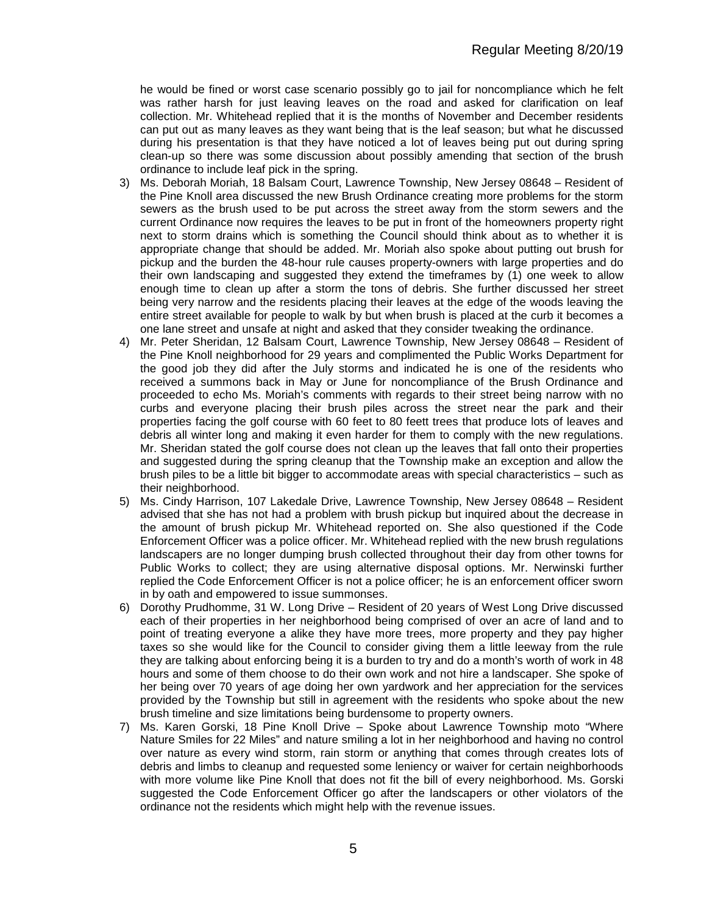he would be fined or worst case scenario possibly go to jail for noncompliance which he felt was rather harsh for just leaving leaves on the road and asked for clarification on leaf collection. Mr. Whitehead replied that it is the months of November and December residents can put out as many leaves as they want being that is the leaf season; but what he discussed during his presentation is that they have noticed a lot of leaves being put out during spring clean-up so there was some discussion about possibly amending that section of the brush ordinance to include leaf pick in the spring.

3) Ms. Deborah Moriah, 18 Balsam Court, Lawrence Township, New Jersey 08648 – Resident of the Pine Knoll area discussed the new Brush Ordinance creating more problems for the storm sewers as the brush used to be put across the street away from the storm sewers and the current Ordinance now requires the leaves to be put in front of the homeowners property right next to storm drains which is something the Council should think about as to whether it is appropriate change that should be added. Mr. Moriah also spoke about putting out brush for pickup and the burden the 48-hour rule causes property-owners with large properties and do their own landscaping and suggested they extend the timeframes by (1) one week to allow enough time to clean up after a storm the tons of debris. She further discussed her street being very narrow and the residents placing their leaves at the edge of the woods leaving the entire street available for people to walk by but when brush is placed at the curb it becomes a one lane street and unsafe at night and asked that they consider tweaking the ordinance.
4) Mr. Peter Sheridan, 12 Balsam Court, Lawrence Township, New Jersey 08648 – Resident of the Pine Knoll neighborhood for 29 years and complimented the Public Works Department for the good job they did after the July storms and indicated he is one of the residents who received a summons back in May or June for noncompliance of the Brush Ordinance and proceeded to echo Ms. Moriah's comments with regards to their street being narrow with no curbs and everyone placing their brush piles across the street near the park and their properties facing the golf course with 60 feet to 80 feett trees that produce lots of leaves and debris all winter long and making it even harder for them to comply with the new regulations. Mr. Sheridan stated the golf course does not clean up the leaves that fall onto their properties and suggested during the spring cleanup that the Township make an exception and allow the brush piles to be a little bit bigger to accommodate areas with special characteristics – such as their neighborhood.
5) Ms. Cindy Harrison, 107 Lakedale Drive, Lawrence Township, New Jersey 08648 – Resident advised that she has not had a problem with brush pickup but inquired about the decrease in the amount of brush pickup Mr. Whitehead reported on. She also questioned if the Code Enforcement Officer was a police officer. Mr. Whitehead replied with the new brush regulations landscapers are no longer dumping brush collected throughout their day from other towns for Public Works to collect; they are using alternative disposal options. Mr. Nerwinski further replied the Code Enforcement Officer is not a police officer; he is an enforcement officer sworn in by oath and empowered to issue summonses.
6) Dorothy Prudhomme, 31 W. Long Drive – Resident of 20 years of West Long Drive discussed each of their properties in her neighborhood being comprised of over an acre of land and to point of treating everyone a alike they have more trees, more property and they pay higher taxes so she would like for the Council to consider giving them a little leeway from the rule they are talking about enforcing being it is a burden to try and do a month's worth of work in 48 hours and some of them choose to do their own work and not hire a landscaper. She spoke of her being over 70 years of age doing her own yardwork and her appreciation for the services provided by the Township but still in agreement with the residents who spoke about the new brush timeline and size limitations being burdensome to property owners.
7) Ms. Karen Gorski, 18 Pine Knoll Drive – Spoke about Lawrence Township moto "Where Nature Smiles for 22 Miles" and nature smiling a lot in her neighborhood and having no control over nature as every wind storm, rain storm or anything that comes through creates lots of debris and limbs to cleanup and requested some leniency or waiver for certain neighborhoods with more volume like Pine Knoll that does not fit the bill of every neighborhood. Ms. Gorski suggested the Code Enforcement Officer go after the landscapers or other violators of the ordinance not the residents which might help with the revenue issues.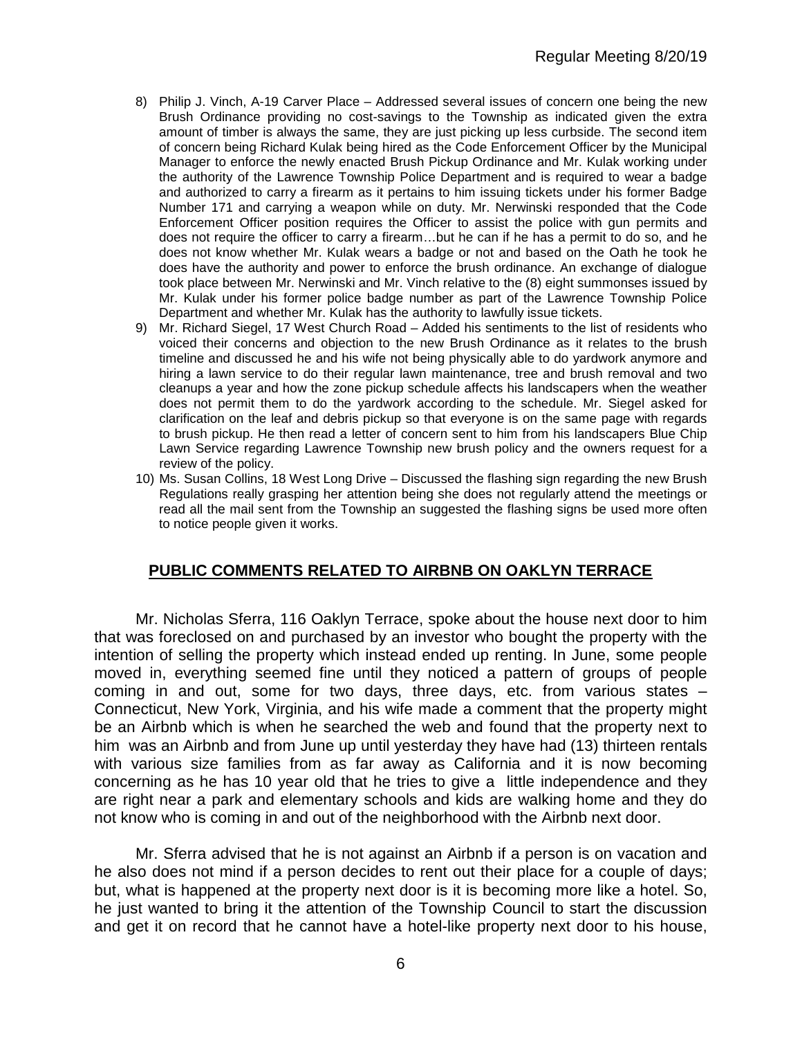8) Philip J. Vinch, A-19 Carver Place – Addressed several issues of concern one being the new Brush Ordinance providing no cost-savings to the Township as indicated given the extra amount of timber is always the same, they are just picking up less curbside. The second item of concern being Richard Kulak being hired as the Code Enforcement Officer by the Municipal Manager to enforce the newly enacted Brush Pickup Ordinance and Mr. Kulak working under the authority of the Lawrence Township Police Department and is required to wear a badge and authorized to carry a firearm as it pertains to him issuing tickets under his former Badge Number 171 and carrying a weapon while on duty. Mr. Nerwinski responded that the Code Enforcement Officer position requires the Officer to assist the police with gun permits and does not require the officer to carry a firearm…but he can if he has a permit to do so, and he does not know whether Mr. Kulak wears a badge or not and based on the Oath he took he does have the authority and power to enforce the brush ordinance. An exchange of dialogue took place between Mr. Nerwinski and Mr. Vinch relative to the (8) eight summonses issued by Mr. Kulak under his former police badge number as part of the Lawrence Township Police Department and whether Mr. Kulak has the authority to lawfully issue tickets.
9) Mr. Richard Siegel, 17 West Church Road – Added his sentiments to the list of residents who voiced their concerns and objection to the new Brush Ordinance as it relates to the brush timeline and discussed he and his wife not being physically able to do yardwork anymore and hiring a lawn service to do their regular lawn maintenance, tree and brush removal and two cleanups a year and how the zone pickup schedule affects his landscapers when the weather does not permit them to do the yardwork according to the schedule. Mr. Siegel asked for clarification on the leaf and debris pickup so that everyone is on the same page with regards to brush pickup. He then read a letter of concern sent to him from his landscapers Blue Chip Lawn Service regarding Lawrence Township new brush policy and the owners request for a review of the policy.
10) Ms. Susan Collins, 18 West Long Drive – Discussed the flashing sign regarding the new Brush Regulations really grasping her attention being she does not regularly attend the meetings or read all the mail sent from the Township an suggested the flashing signs be used more often to notice people given it works.

## **PUBLIC COMMENTS RELATED TO AIRBNB ON OAKLYN TERRACE**

Mr. Nicholas Sferra, 116 Oaklyn Terrace, spoke about the house next door to him that was foreclosed on and purchased by an investor who bought the property with the intention of selling the property which instead ended up renting. In June, some people moved in, everything seemed fine until they noticed a pattern of groups of people coming in and out, some for two days, three days, etc. from various states – Connecticut, New York, Virginia, and his wife made a comment that the property might be an Airbnb which is when he searched the web and found that the property next to him was an Airbnb and from June up until yesterday they have had (13) thirteen rentals with various size families from as far away as California and it is now becoming concerning as he has 10 year old that he tries to give a little independence and they are right near a park and elementary schools and kids are walking home and they do not know who is coming in and out of the neighborhood with the Airbnb next door.

Mr. Sferra advised that he is not against an Airbnb if a person is on vacation and he also does not mind if a person decides to rent out their place for a couple of days; but, what is happened at the property next door is it is becoming more like a hotel. So, he just wanted to bring it the attention of the Township Council to start the discussion and get it on record that he cannot have a hotel-like property next door to his house,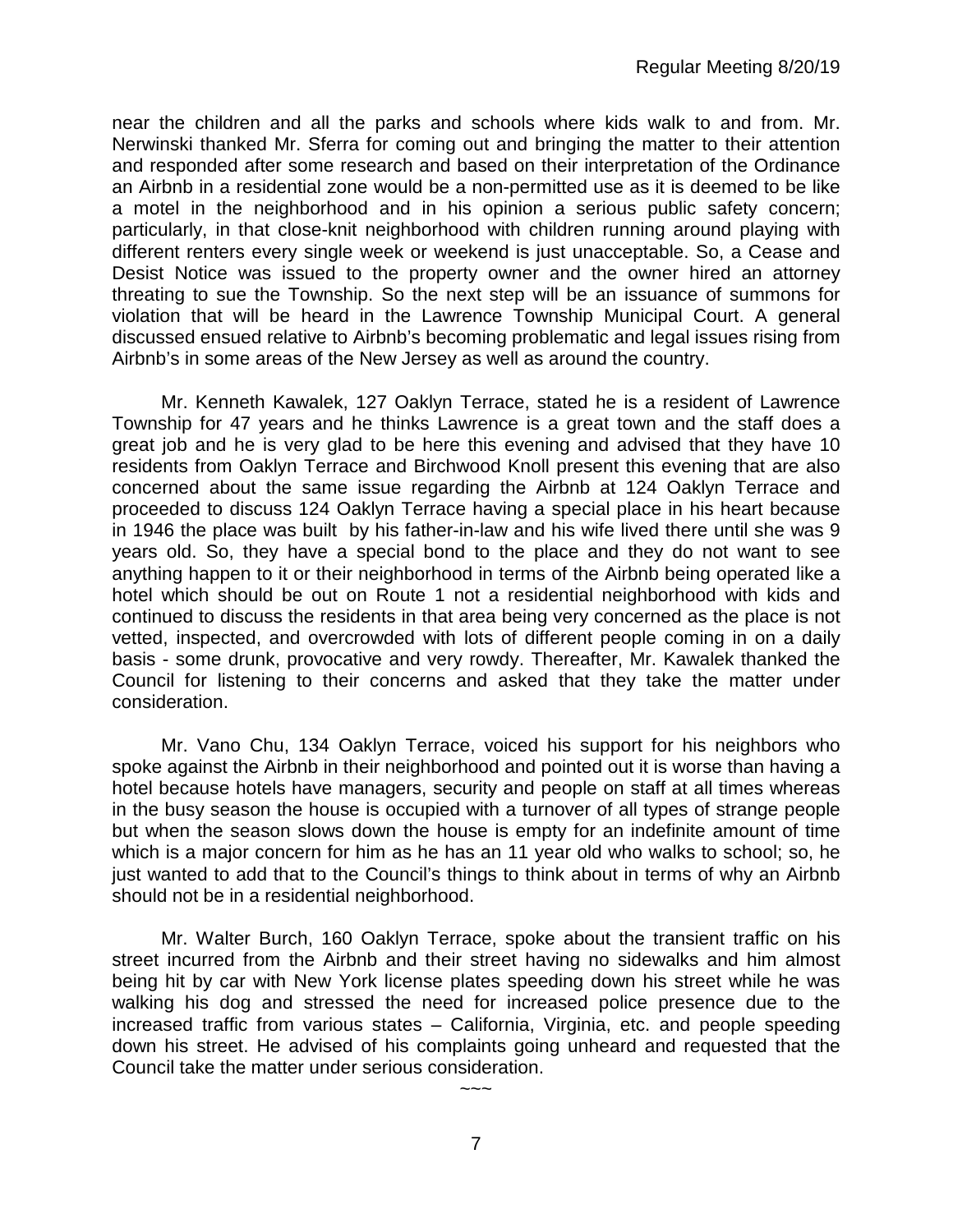near the children and all the parks and schools where kids walk to and from. Mr. Nerwinski thanked Mr. Sferra for coming out and bringing the matter to their attention and responded after some research and based on their interpretation of the Ordinance an Airbnb in a residential zone would be a non-permitted use as it is deemed to be like a motel in the neighborhood and in his opinion a serious public safety concern; particularly, in that close-knit neighborhood with children running around playing with different renters every single week or weekend is just unacceptable. So, a Cease and Desist Notice was issued to the property owner and the owner hired an attorney threating to sue the Township. So the next step will be an issuance of summons for violation that will be heard in the Lawrence Township Municipal Court. A general discussed ensued relative to Airbnb's becoming problematic and legal issues rising from Airbnb's in some areas of the New Jersey as well as around the country.

Mr. Kenneth Kawalek, 127 Oaklyn Terrace, stated he is a resident of Lawrence Township for 47 years and he thinks Lawrence is a great town and the staff does a great job and he is very glad to be here this evening and advised that they have 10 residents from Oaklyn Terrace and Birchwood Knoll present this evening that are also concerned about the same issue regarding the Airbnb at 124 Oaklyn Terrace and proceeded to discuss 124 Oaklyn Terrace having a special place in his heart because in 1946 the place was built by his father-in-law and his wife lived there until she was 9 years old. So, they have a special bond to the place and they do not want to see anything happen to it or their neighborhood in terms of the Airbnb being operated like a hotel which should be out on Route 1 not a residential neighborhood with kids and continued to discuss the residents in that area being very concerned as the place is not vetted, inspected, and overcrowded with lots of different people coming in on a daily basis - some drunk, provocative and very rowdy. Thereafter, Mr. Kawalek thanked the Council for listening to their concerns and asked that they take the matter under consideration.

Mr. Vano Chu, 134 Oaklyn Terrace, voiced his support for his neighbors who spoke against the Airbnb in their neighborhood and pointed out it is worse than having a hotel because hotels have managers, security and people on staff at all times whereas in the busy season the house is occupied with a turnover of all types of strange people but when the season slows down the house is empty for an indefinite amount of time which is a major concern for him as he has an 11 year old who walks to school; so, he just wanted to add that to the Council's things to think about in terms of why an Airbnb should not be in a residential neighborhood.

Mr. Walter Burch, 160 Oaklyn Terrace, spoke about the transient traffic on his street incurred from the Airbnb and their street having no sidewalks and him almost being hit by car with New York license plates speeding down his street while he was walking his dog and stressed the need for increased police presence due to the increased traffic from various states – California, Virginia, etc. and people speeding down his street. He advised of his complaints going unheard and requested that the Council take the matter under serious consideration.

~~~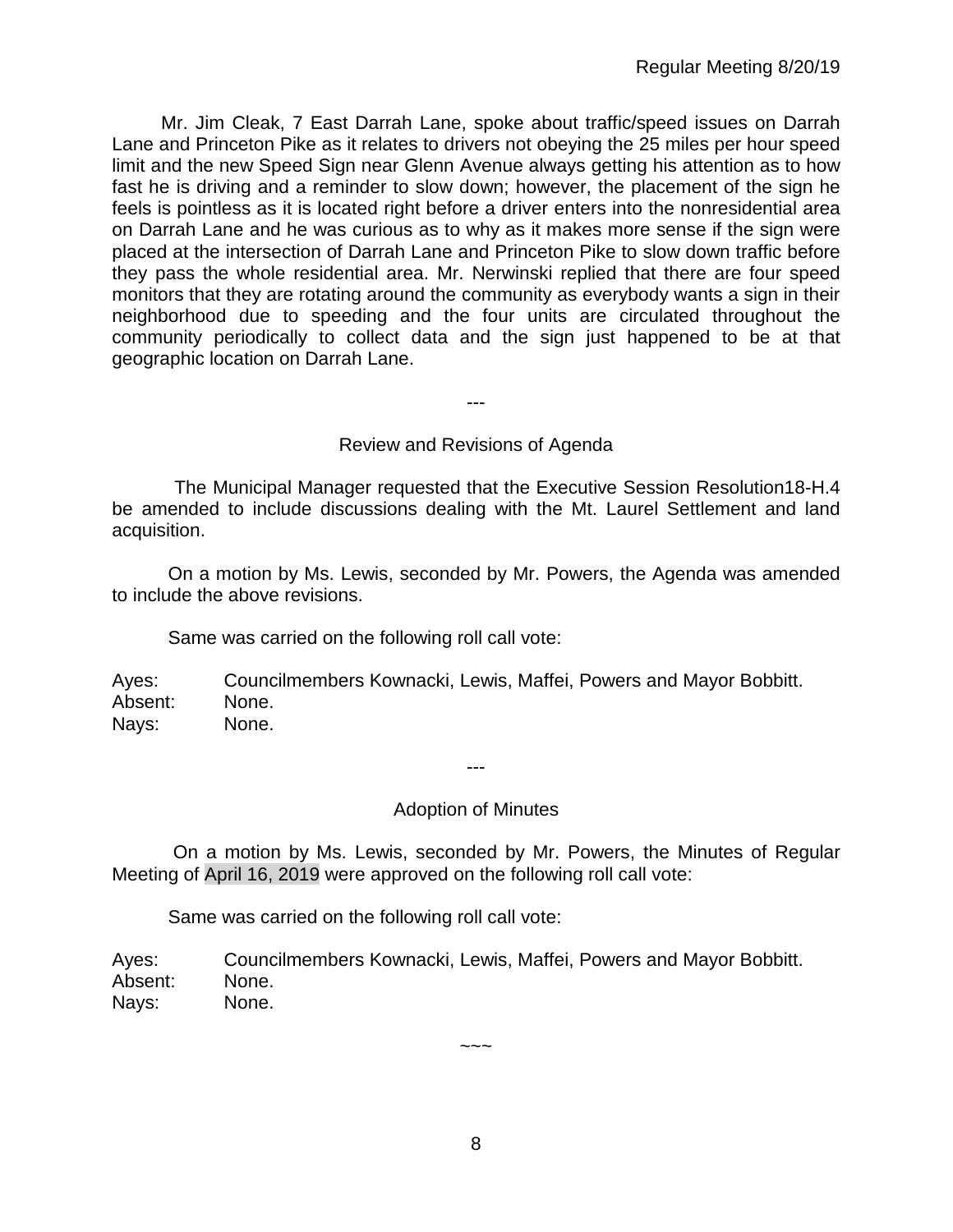Mr. Jim Cleak, 7 East Darrah Lane, spoke about traffic/speed issues on Darrah Lane and Princeton Pike as it relates to drivers not obeying the 25 miles per hour speed limit and the new Speed Sign near Glenn Avenue always getting his attention as to how fast he is driving and a reminder to slow down; however, the placement of the sign he feels is pointless as it is located right before a driver enters into the nonresidential area on Darrah Lane and he was curious as to why as it makes more sense if the sign were placed at the intersection of Darrah Lane and Princeton Pike to slow down traffic before they pass the whole residential area. Mr. Nerwinski replied that there are four speed monitors that they are rotating around the community as everybody wants a sign in their neighborhood due to speeding and the four units are circulated throughout the community periodically to collect data and the sign just happened to be at that geographic location on Darrah Lane.

---

## Review and Revisions of Agenda

The Municipal Manager requested that the Executive Session Resolution18-H.4 be amended to include discussions dealing with the Mt. Laurel Settlement and land acquisition.

On a motion by Ms. Lewis, seconded by Mr. Powers, the Agenda was amended to include the above revisions.

Same was carried on the following roll call vote:

Ayes: Councilmembers Kownacki, Lewis, Maffei, Powers and Mayor Bobbitt.
Absent: None.
Nays: None.

---

## Adoption of Minutes

On a motion by Ms. Lewis, seconded by Mr. Powers, the Minutes of Regular Meeting of April 16, 2019 were approved on the following roll call vote:

Same was carried on the following roll call vote:

Ayes: Councilmembers Kownacki, Lewis, Maffei, Powers and Mayor Bobbitt.
Absent: None.
Nays: None.

~~~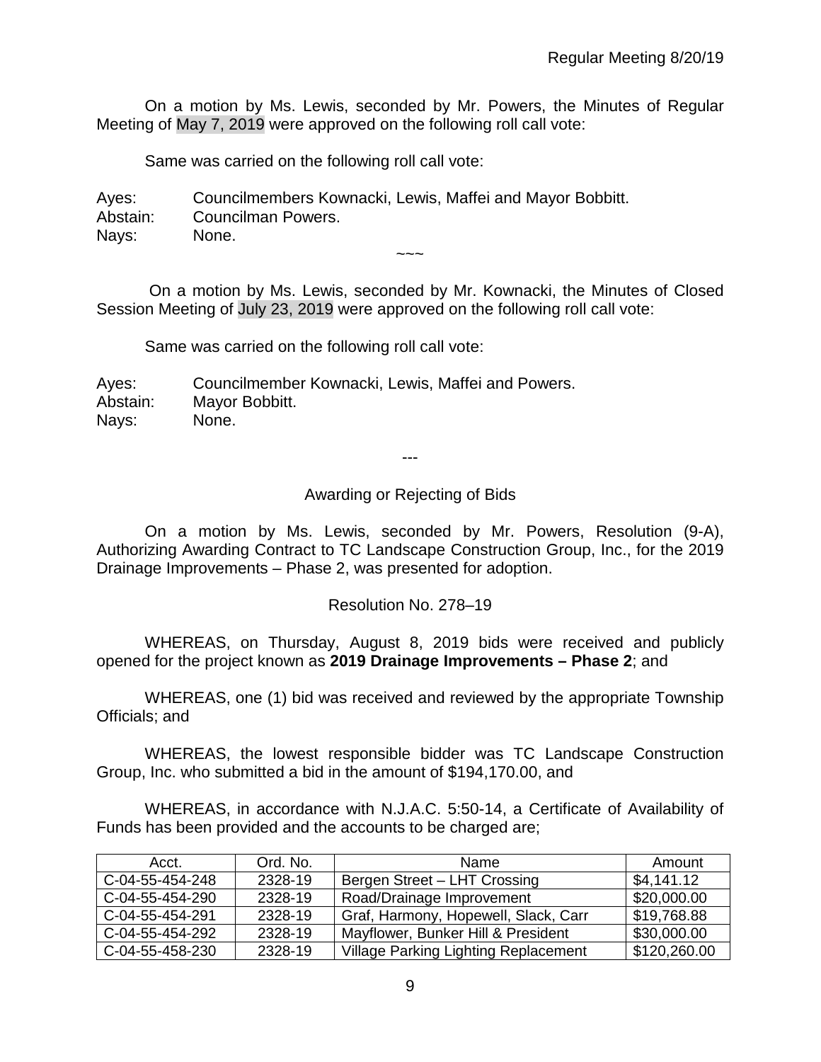On a motion by Ms. Lewis, seconded by Mr. Powers, the Minutes of Regular Meeting of May 7, 2019 were approved on the following roll call vote:

Same was carried on the following roll call vote:

Ayes: Councilmembers Kownacki, Lewis, Maffei and Mayor Bobbitt.
Abstain: Councilman Powers.
Nays: None.

~~~

On a motion by Ms. Lewis, seconded by Mr. Kownacki, the Minutes of Closed Session Meeting of July 23, 2019 were approved on the following roll call vote:

Same was carried on the following roll call vote:

Ayes: Councilmember Kownacki, Lewis, Maffei and Powers.
Abstain: Mayor Bobbitt.
Nays: None.

---

Awarding or Rejecting of Bids

On a motion by Ms. Lewis, seconded by Mr. Powers, Resolution (9-A), Authorizing Awarding Contract to TC Landscape Construction Group, Inc., for the 2019 Drainage Improvements – Phase 2, was presented for adoption.

Resolution No. 278–19

WHEREAS, on Thursday, August 8, 2019 bids were received and publicly opened for the project known as **2019 Drainage Improvements – Phase 2**; and

WHEREAS, one (1) bid was received and reviewed by the appropriate Township Officials; and

WHEREAS, the lowest responsible bidder was TC Landscape Construction Group, Inc. who submitted a bid in the amount of $194,170.00, and

WHEREAS, in accordance with N.J.A.C. 5:50-14, a Certificate of Availability of Funds has been provided and the accounts to be charged are;

| Acct. | Ord. No. | Name | Amount |
|---|---|---|---|
| C-04-55-454-248 | 2328-19 | Bergen Street – LHT Crossing | $4,141.12 |
| C-04-55-454-290 | 2328-19 | Road/Drainage Improvement | $20,000.00 |
| C-04-55-454-291 | 2328-19 | Graf, Harmony, Hopewell, Slack, Carr | $19,768.88 |
| C-04-55-454-292 | 2328-19 | Mayflower, Bunker Hill & President | $30,000.00 |
| C-04-55-458-230 | 2328-19 | Village Parking Lighting Replacement | $120,260.00 |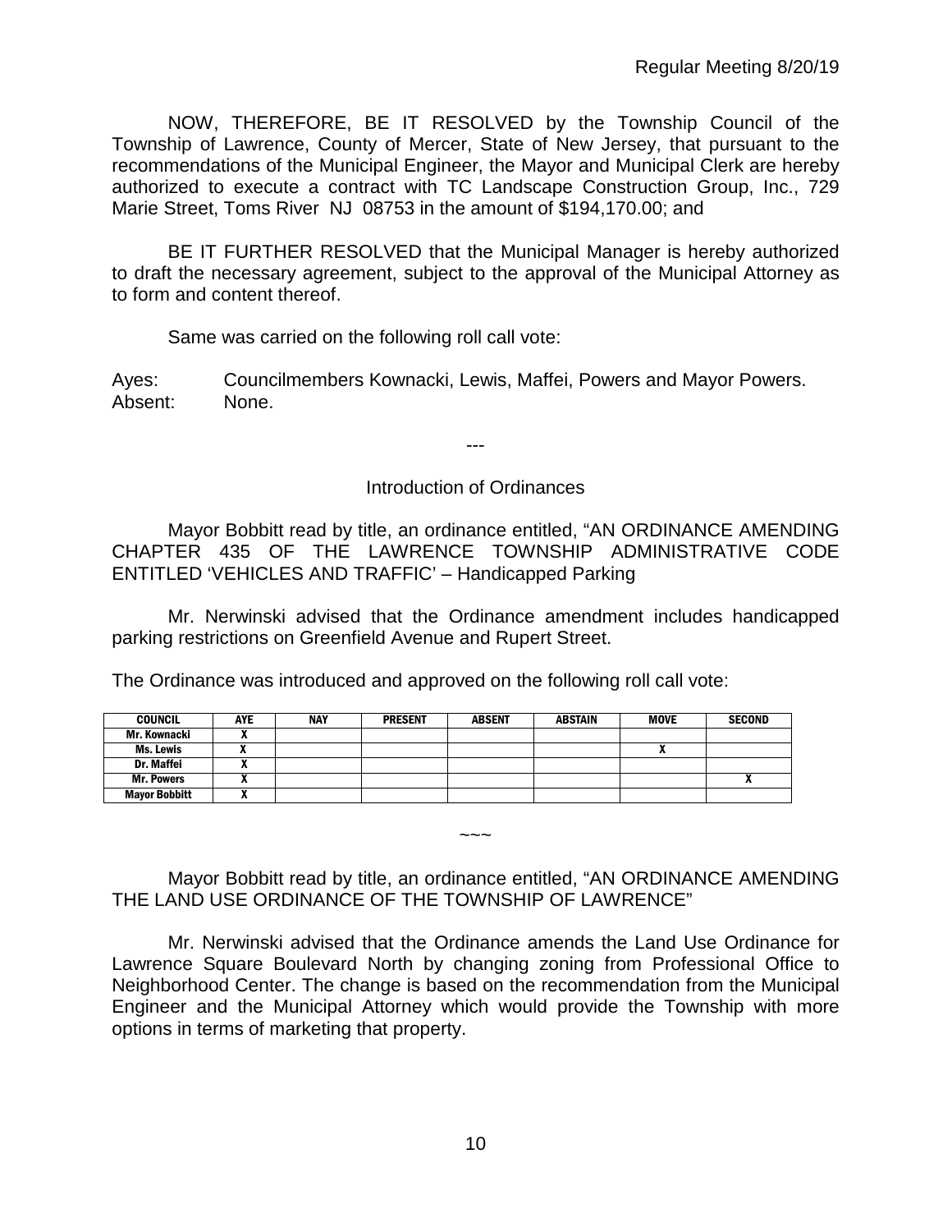NOW, THEREFORE, BE IT RESOLVED by the Township Council of the Township of Lawrence, County of Mercer, State of New Jersey, that pursuant to the recommendations of the Municipal Engineer, the Mayor and Municipal Clerk are hereby authorized to execute a contract with TC Landscape Construction Group, Inc., 729 Marie Street, Toms River NJ 08753 in the amount of $194,170.00; and

BE IT FURTHER RESOLVED that the Municipal Manager is hereby authorized to draft the necessary agreement, subject to the approval of the Municipal Attorney as to form and content thereof.

Same was carried on the following roll call vote:

Ayes: Councilmembers Kownacki, Lewis, Maffei, Powers and Mayor Powers.
Absent: None.

---

Introduction of Ordinances

Mayor Bobbitt read by title, an ordinance entitled, "AN ORDINANCE AMENDING CHAPTER 435 OF THE LAWRENCE TOWNSHIP ADMINISTRATIVE CODE ENTITLED 'VEHICLES AND TRAFFIC' – Handicapped Parking

Mr. Nerwinski advised that the Ordinance amendment includes handicapped parking restrictions on Greenfield Avenue and Rupert Street.

The Ordinance was introduced and approved on the following roll call vote:

| COUNCIL | AYE | NAY | PRESENT | ABSENT | ABSTAIN | MOVE | SECOND |
|---|---|---|---|---|---|---|---|
| Mr. Kownacki | X | | | | | | |
| Ms. Lewis | X | | | | | X | |
| Dr. Maffei | X | | | | | | |
| Mr. Powers | X | | | | | | X |
| Mayor Bobbitt | X | | | | | | |

~~~

Mayor Bobbitt read by title, an ordinance entitled, "AN ORDINANCE AMENDING THE LAND USE ORDINANCE OF THE TOWNSHIP OF LAWRENCE"

Mr. Nerwinski advised that the Ordinance amends the Land Use Ordinance for Lawrence Square Boulevard North by changing zoning from Professional Office to Neighborhood Center. The change is based on the recommendation from the Municipal Engineer and the Municipal Attorney which would provide the Township with more options in terms of marketing that property.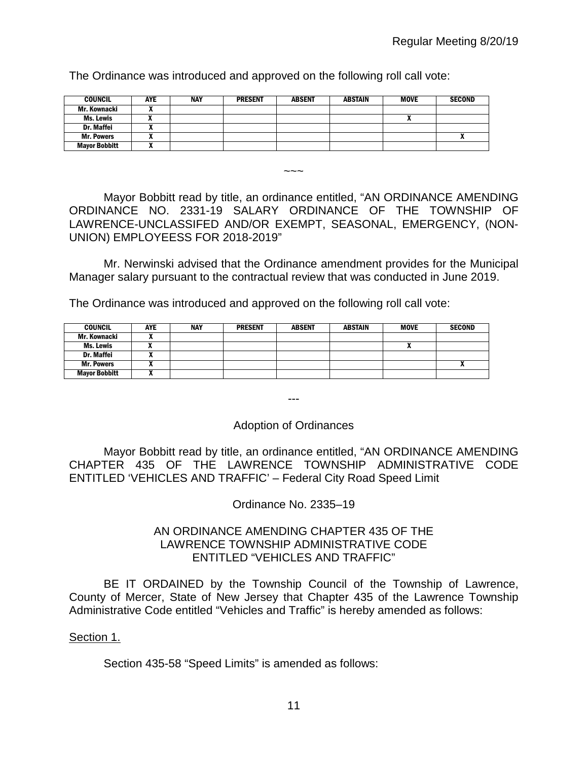The Ordinance was introduced and approved on the following roll call vote:

| COUNCIL | AYE | NAY | PRESENT | ABSENT | ABSTAIN | MOVE | SECOND |
|---|---|---|---|---|---|---|---|
| Mr. Kownacki | X | | | | | | |
| Ms. Lewis | X | | | | | X | |
| Dr. Maffei | X | | | | | | |
| Mr. Powers | X | | | | | | X |
| Mayor Bobbitt | X | | | | | | |

~~~

Mayor Bobbitt read by title, an ordinance entitled, "AN ORDINANCE AMENDING ORDINANCE NO. 2331-19 SALARY ORDINANCE OF THE TOWNSHIP OF LAWRENCE-UNCLASSIFED AND/OR EXEMPT, SEASONAL, EMERGENCY, (NON-UNION) EMPLOYEESS FOR 2018-2019"

Mr. Nerwinski advised that the Ordinance amendment provides for the Municipal Manager salary pursuant to the contractual review that was conducted in June 2019.

The Ordinance was introduced and approved on the following roll call vote:

| COUNCIL | AYE | NAY | PRESENT | ABSENT | ABSTAIN | MOVE | SECOND |
|---|---|---|---|---|---|---|---|
| Mr. Kownacki | X | | | | | | |
| Ms. Lewis | X | | | | | X | |
| Dr. Maffei | X | | | | | | |
| Mr. Powers | X | | | | | | X |
| Mayor Bobbitt | X | | | | | | |

---

## Adoption of Ordinances

Mayor Bobbitt read by title, an ordinance entitled, "AN ORDINANCE AMENDING CHAPTER 435 OF THE LAWRENCE TOWNSHIP ADMINISTRATIVE CODE ENTITLED 'VEHICLES AND TRAFFIC' – Federal City Road Speed Limit

Ordinance No. 2335–19

AN ORDINANCE AMENDING CHAPTER 435 OF THE LAWRENCE TOWNSHIP ADMINISTRATIVE CODE ENTITLED "VEHICLES AND TRAFFIC"

BE IT ORDAINED by the Township Council of the Township of Lawrence, County of Mercer, State of New Jersey that Chapter 435 of the Lawrence Township Administrative Code entitled "Vehicles and Traffic" is hereby amended as follows:

Section 1.

Section 435-58 "Speed Limits" is amended as follows: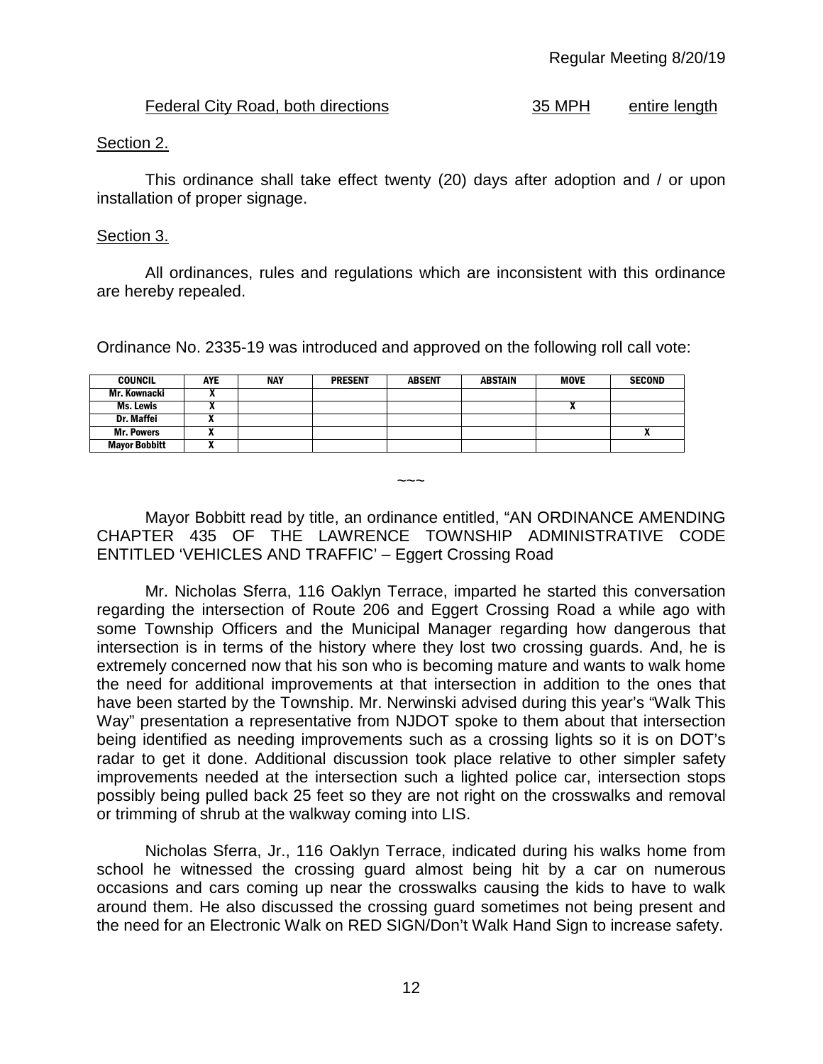Federal City Road, both directions 35 MPH entire length

Section 2.

This ordinance shall take effect twenty (20) days after adoption and / or upon installation of proper signage.

Section 3.

All ordinances, rules and regulations which are inconsistent with this ordinance are hereby repealed.

Ordinance No. 2335-19 was introduced and approved on the following roll call vote:

| COUNCIL | AYE | NAY | PRESENT | ABSENT | ABSTAIN | MOVE | SECOND |
|---|---|---|---|---|---|---|---|
| Mr. Kownacki | X | | | | | | |
| Ms. Lewis | X | | | | | X | |
| Dr. Maffei | X | | | | | | |
| Mr. Powers | X | | | | | | X |
| Mayor Bobbitt | X | | | | | | |

~~~

Mayor Bobbitt read by title, an ordinance entitled, "AN ORDINANCE AMENDING CHAPTER 435 OF THE LAWRENCE TOWNSHIP ADMINISTRATIVE CODE ENTITLED 'VEHICLES AND TRAFFIC' – Eggert Crossing Road

Mr. Nicholas Sferra, 116 Oaklyn Terrace, imparted he started this conversation regarding the intersection of Route 206 and Eggert Crossing Road a while ago with some Township Officers and the Municipal Manager regarding how dangerous that intersection is in terms of the history where they lost two crossing guards. And, he is extremely concerned now that his son who is becoming mature and wants to walk home the need for additional improvements at that intersection in addition to the ones that have been started by the Township. Mr. Nerwinski advised during this year's "Walk This Way" presentation a representative from NJDOT spoke to them about that intersection being identified as needing improvements such as a crossing lights so it is on DOT's radar to get it done. Additional discussion took place relative to other simpler safety improvements needed at the intersection such a lighted police car, intersection stops possibly being pulled back 25 feet so they are not right on the crosswalks and removal or trimming of shrub at the walkway coming into LIS.

Nicholas Sferra, Jr., 116 Oaklyn Terrace, indicated during his walks home from school he witnessed the crossing guard almost being hit by a car on numerous occasions and cars coming up near the crosswalks causing the kids to have to walk around them. He also discussed the crossing guard sometimes not being present and the need for an Electronic Walk on RED SIGN/Don't Walk Hand Sign to increase safety.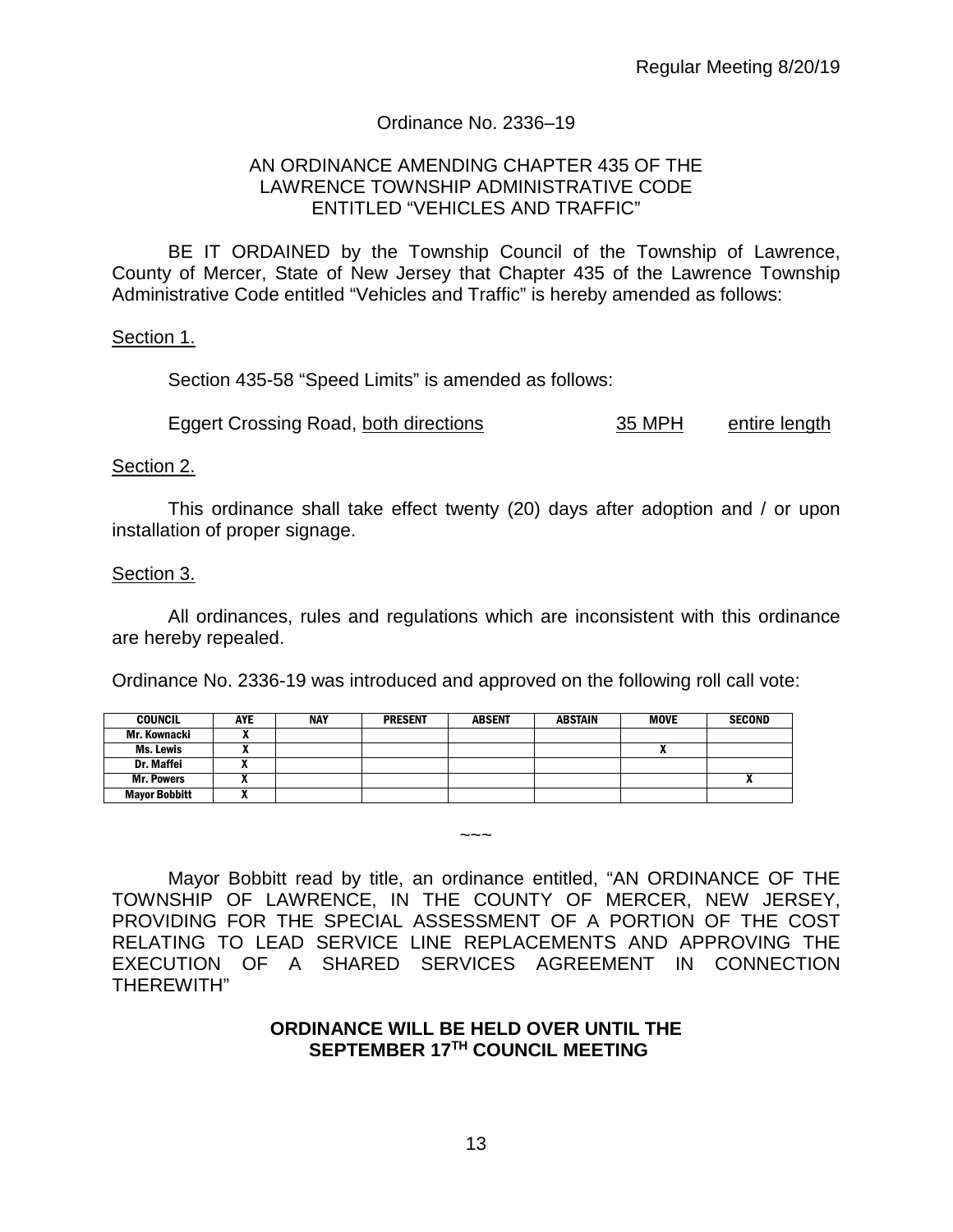Regular Meeting 8/20/19

Ordinance No. 2336–19

AN ORDINANCE AMENDING CHAPTER 435 OF THE LAWRENCE TOWNSHIP ADMINISTRATIVE CODE ENTITLED "VEHICLES AND TRAFFIC"

BE IT ORDAINED by the Township Council of the Township of Lawrence, County of Mercer, State of New Jersey that Chapter 435 of the Lawrence Township Administrative Code entitled "Vehicles and Traffic" is hereby amended as follows:

Section 1.

Section 435-58 "Speed Limits" is amended as follows:

Eggert Crossing Road, both directions 35 MPH entire length

Section 2.

This ordinance shall take effect twenty (20) days after adoption and / or upon installation of proper signage.

Section 3.

All ordinances, rules and regulations which are inconsistent with this ordinance are hereby repealed.

Ordinance No. 2336-19 was introduced and approved on the following roll call vote:

| COUNCIL | AYE | NAY | PRESENT | ABSENT | ABSTAIN | MOVE | SECOND |
|---|---|---|---|---|---|---|---|
| Mr. Kownacki | X | | | | | | |
| Ms. Lewis | X | | | | | X | |
| Dr. Maffei | X | | | | | | |
| Mr. Powers | X | | | | | | X |
| Mayor Bobbitt | X | | | | | | |

~~~

Mayor Bobbitt read by title, an ordinance entitled, "AN ORDINANCE OF THE TOWNSHIP OF LAWRENCE, IN THE COUNTY OF MERCER, NEW JERSEY, PROVIDING FOR THE SPECIAL ASSESSMENT OF A PORTION OF THE COST RELATING TO LEAD SERVICE LINE REPLACEMENTS AND APPROVING THE EXECUTION OF A SHARED SERVICES AGREEMENT IN CONNECTION THEREWITH"

**ORDINANCE WILL BE HELD OVER UNTIL THE SEPTEMBER 17TH COUNCIL MEETING**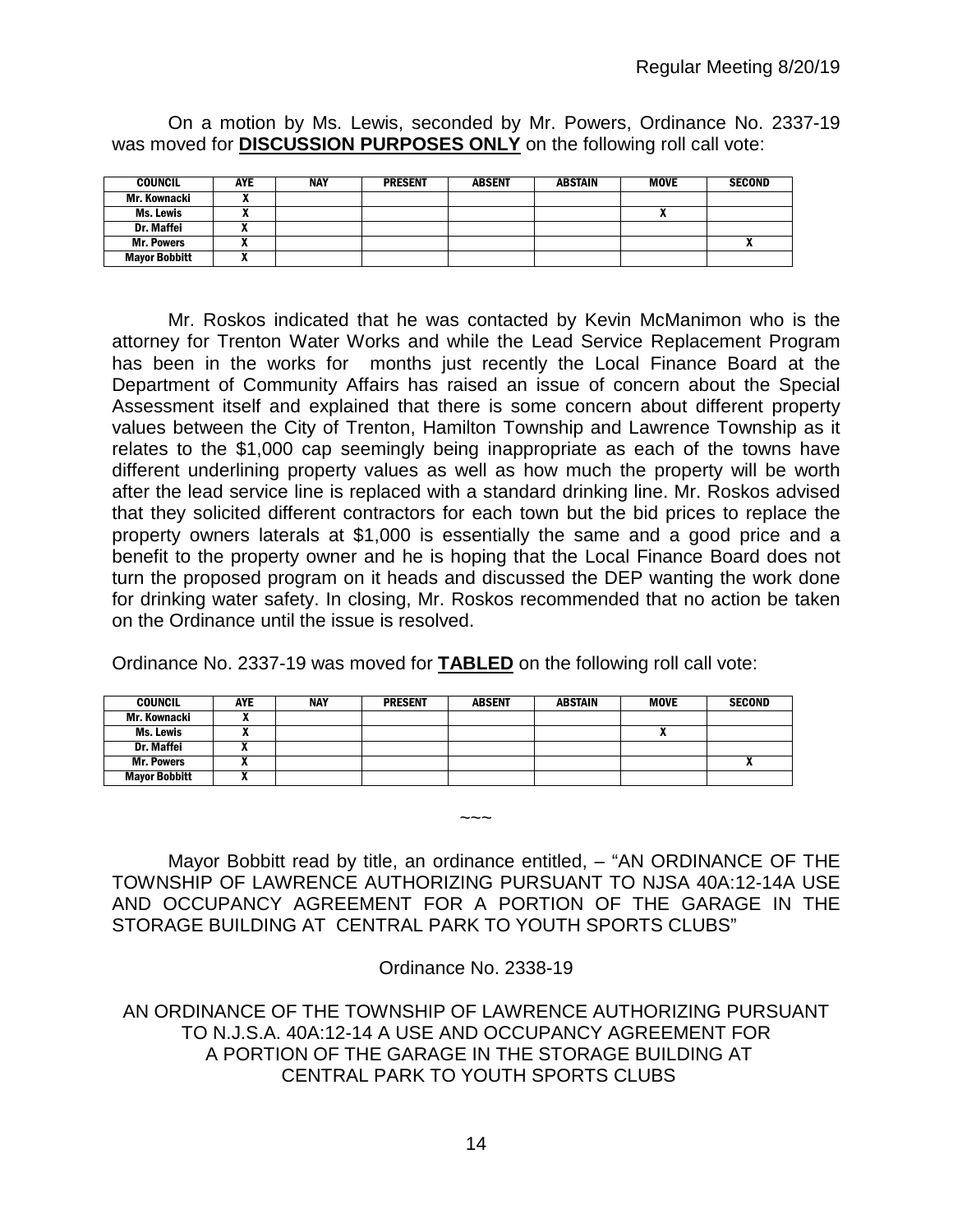On a motion by Ms. Lewis, seconded by Mr. Powers, Ordinance No. 2337-19 was moved for **DISCUSSION PURPOSES ONLY** on the following roll call vote:

| COUNCIL | AYE | NAY | PRESENT | ABSENT | ABSTAIN | MOVE | SECOND |
|---|---|---|---|---|---|---|---|
| Mr. Kownacki | X | | | | | | |
| Ms. Lewis | X | | | | | X | |
| Dr. Maffei | X | | | | | | |
| Mr. Powers | X | | | | | | X |
| Mayor Bobbitt | X | | | | | | |

Mr. Roskos indicated that he was contacted by Kevin McManimon who is the attorney for Trenton Water Works and while the Lead Service Replacement Program has been in the works for months just recently the Local Finance Board at the Department of Community Affairs has raised an issue of concern about the Special Assessment itself and explained that there is some concern about different property values between the City of Trenton, Hamilton Township and Lawrence Township as it relates to the $1,000 cap seemingly being inappropriate as each of the towns have different underlining property values as well as how much the property will be worth after the lead service line is replaced with a standard drinking line. Mr. Roskos advised that they solicited different contractors for each town but the bid prices to replace the property owners laterals at $1,000 is essentially the same and a good price and a benefit to the property owner and he is hoping that the Local Finance Board does not turn the proposed program on it heads and discussed the DEP wanting the work done for drinking water safety. In closing, Mr. Roskos recommended that no action be taken on the Ordinance until the issue is resolved.

Ordinance No. 2337-19 was moved for **TABLED** on the following roll call vote:

| COUNCIL | AYE | NAY | PRESENT | ABSENT | ABSTAIN | MOVE | SECOND |
|---|---|---|---|---|---|---|---|
| Mr. Kownacki | X | | | | | | |
| Ms. Lewis | X | | | | | X | |
| Dr. Maffei | X | | | | | | |
| Mr. Powers | X | | | | | | X |
| Mayor Bobbitt | X | | | | | | |

~~~

Mayor Bobbitt read by title, an ordinance entitled, – "AN ORDINANCE OF THE TOWNSHIP OF LAWRENCE AUTHORIZING PURSUANT TO NJSA 40A:12-14A USE AND OCCUPANCY AGREEMENT FOR A PORTION OF THE GARAGE IN THE STORAGE BUILDING AT CENTRAL PARK TO YOUTH SPORTS CLUBS"

Ordinance No. 2338-19

AN ORDINANCE OF THE TOWNSHIP OF LAWRENCE AUTHORIZING PURSUANT TO N.J.S.A. 40A:12-14 A USE AND OCCUPANCY AGREEMENT FOR A PORTION OF THE GARAGE IN THE STORAGE BUILDING AT CENTRAL PARK TO YOUTH SPORTS CLUBS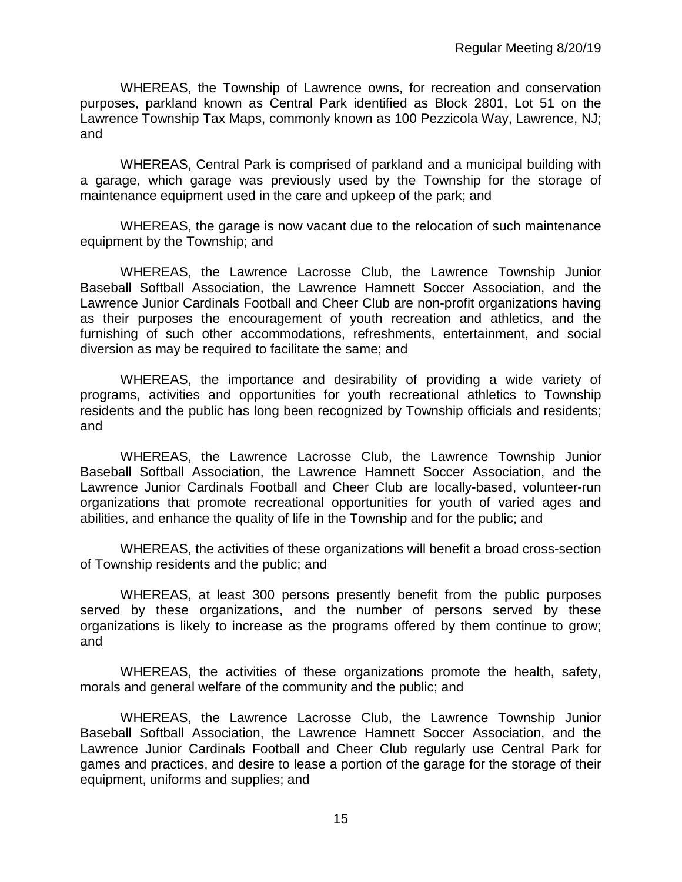WHEREAS, the Township of Lawrence owns, for recreation and conservation purposes, parkland known as Central Park identified as Block 2801, Lot 51 on the Lawrence Township Tax Maps, commonly known as 100 Pezzicola Way, Lawrence, NJ; and

WHEREAS, Central Park is comprised of parkland and a municipal building with a garage, which garage was previously used by the Township for the storage of maintenance equipment used in the care and upkeep of the park; and

WHEREAS, the garage is now vacant due to the relocation of such maintenance equipment by the Township; and

WHEREAS, the Lawrence Lacrosse Club, the Lawrence Township Junior Baseball Softball Association, the Lawrence Hamnett Soccer Association, and the Lawrence Junior Cardinals Football and Cheer Club are non-profit organizations having as their purposes the encouragement of youth recreation and athletics, and the furnishing of such other accommodations, refreshments, entertainment, and social diversion as may be required to facilitate the same; and

WHEREAS, the importance and desirability of providing a wide variety of programs, activities and opportunities for youth recreational athletics to Township residents and the public has long been recognized by Township officials and residents; and

WHEREAS, the Lawrence Lacrosse Club, the Lawrence Township Junior Baseball Softball Association, the Lawrence Hamnett Soccer Association, and the Lawrence Junior Cardinals Football and Cheer Club are locally-based, volunteer-run organizations that promote recreational opportunities for youth of varied ages and abilities, and enhance the quality of life in the Township and for the public; and

WHEREAS, the activities of these organizations will benefit a broad cross-section of Township residents and the public; and

WHEREAS, at least 300 persons presently benefit from the public purposes served by these organizations, and the number of persons served by these organizations is likely to increase as the programs offered by them continue to grow; and

WHEREAS, the activities of these organizations promote the health, safety, morals and general welfare of the community and the public; and

WHEREAS, the Lawrence Lacrosse Club, the Lawrence Township Junior Baseball Softball Association, the Lawrence Hamnett Soccer Association, and the Lawrence Junior Cardinals Football and Cheer Club regularly use Central Park for games and practices, and desire to lease a portion of the garage for the storage of their equipment, uniforms and supplies; and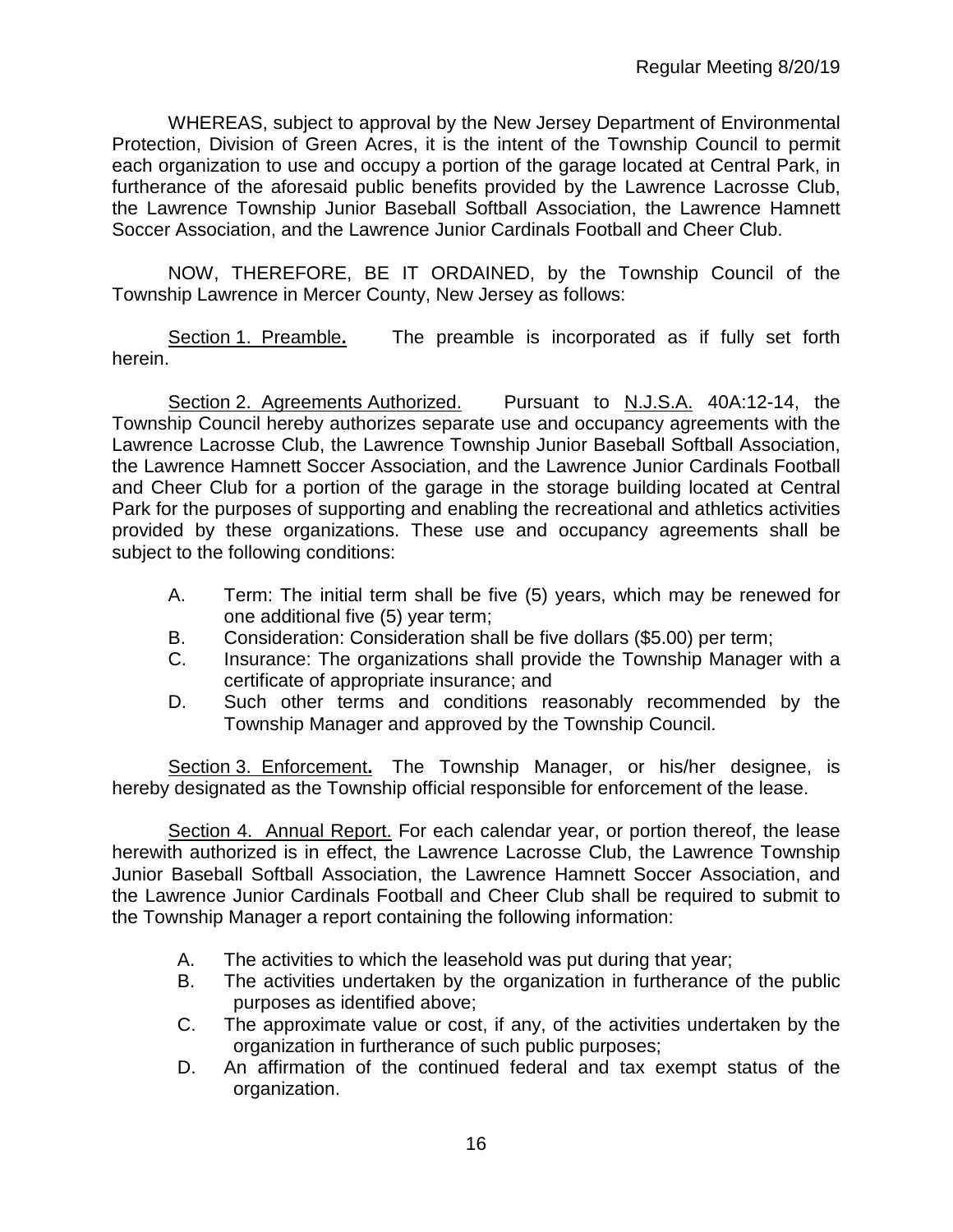WHEREAS, subject to approval by the New Jersey Department of Environmental Protection, Division of Green Acres, it is the intent of the Township Council to permit each organization to use and occupy a portion of the garage located at Central Park, in furtherance of the aforesaid public benefits provided by the Lawrence Lacrosse Club, the Lawrence Township Junior Baseball Softball Association, the Lawrence Hamnett Soccer Association, and the Lawrence Junior Cardinals Football and Cheer Club.

NOW, THEREFORE, BE IT ORDAINED, by the Township Council of the Township Lawrence in Mercer County, New Jersey as follows:

Section 1. Preamble**.** The preamble is incorporated as if fully set forth herein.

Section 2. Agreements Authorized. Pursuant to N.J.S.A. 40A:12-14, the Township Council hereby authorizes separate use and occupancy agreements with the Lawrence Lacrosse Club, the Lawrence Township Junior Baseball Softball Association, the Lawrence Hamnett Soccer Association, and the Lawrence Junior Cardinals Football and Cheer Club for a portion of the garage in the storage building located at Central Park for the purposes of supporting and enabling the recreational and athletics activities provided by these organizations. These use and occupancy agreements shall be subject to the following conditions:

A. Term: The initial term shall be five (5) years, which may be renewed for one additional five (5) year term;
B. Consideration: Consideration shall be five dollars ($5.00) per term;
C. Insurance: The organizations shall provide the Township Manager with a certificate of appropriate insurance; and
D. Such other terms and conditions reasonably recommended by the Township Manager and approved by the Township Council.

Section 3. Enforcement**.** The Township Manager, or his/her designee, is hereby designated as the Township official responsible for enforcement of the lease.

Section 4. Annual Report. For each calendar year, or portion thereof, the lease herewith authorized is in effect, the Lawrence Lacrosse Club, the Lawrence Township Junior Baseball Softball Association, the Lawrence Hamnett Soccer Association, and the Lawrence Junior Cardinals Football and Cheer Club shall be required to submit to the Township Manager a report containing the following information:

A. The activities to which the leasehold was put during that year;
B. The activities undertaken by the organization in furtherance of the public purposes as identified above;
C. The approximate value or cost, if any, of the activities undertaken by the organization in furtherance of such public purposes;
D. An affirmation of the continued federal and tax exempt status of the organization.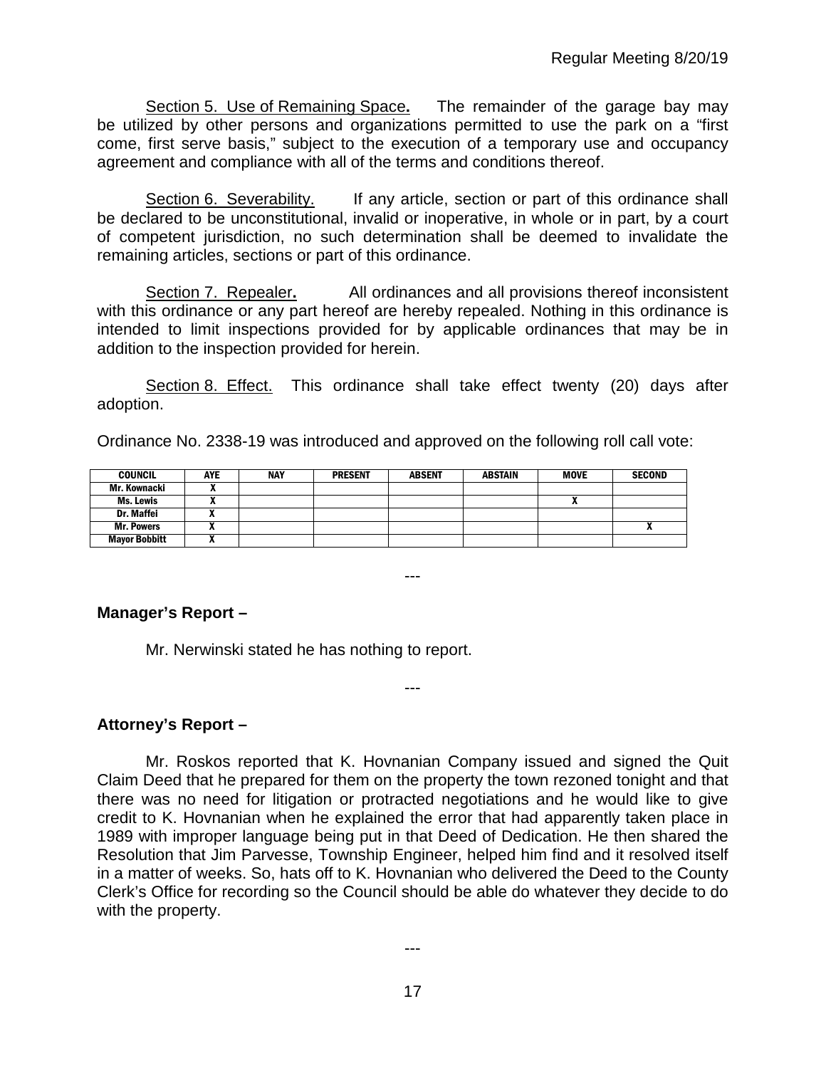Section 5. Use of Remaining Space**.** The remainder of the garage bay may be utilized by other persons and organizations permitted to use the park on a "first come, first serve basis," subject to the execution of a temporary use and occupancy agreement and compliance with all of the terms and conditions thereof.

Section 6. Severability. If any article, section or part of this ordinance shall be declared to be unconstitutional, invalid or inoperative, in whole or in part, by a court of competent jurisdiction, no such determination shall be deemed to invalidate the remaining articles, sections or part of this ordinance.

Section 7. Repealer**.** All ordinances and all provisions thereof inconsistent with this ordinance or any part hereof are hereby repealed. Nothing in this ordinance is intended to limit inspections provided for by applicable ordinances that may be in addition to the inspection provided for herein.

Section 8. Effect. This ordinance shall take effect twenty (20) days after adoption.

Ordinance No. 2338-19 was introduced and approved on the following roll call vote:

| COUNCIL | AYE | NAY | PRESENT | ABSENT | ABSTAIN | MOVE | SECOND |
|---|---|---|---|---|---|---|---|
| Mr. Kownacki | X | | | | | | |
| Ms. Lewis | X | | | | | X | |
| Dr. Maffei | X | | | | | | |
| Mr. Powers | X | | | | | | X |
| Mayor Bobbitt | X | | | | | | |

---

**Manager's Report –**

Mr. Nerwinski stated he has nothing to report.

---

**Attorney's Report –**

Mr. Roskos reported that K. Hovnanian Company issued and signed the Quit Claim Deed that he prepared for them on the property the town rezoned tonight and that there was no need for litigation or protracted negotiations and he would like to give credit to K. Hovnanian when he explained the error that had apparently taken place in 1989 with improper language being put in that Deed of Dedication. He then shared the Resolution that Jim Parvesse, Township Engineer, helped him find and it resolved itself in a matter of weeks. So, hats off to K. Hovnanian who delivered the Deed to the County Clerk's Office for recording so the Council should be able do whatever they decide to do with the property.

---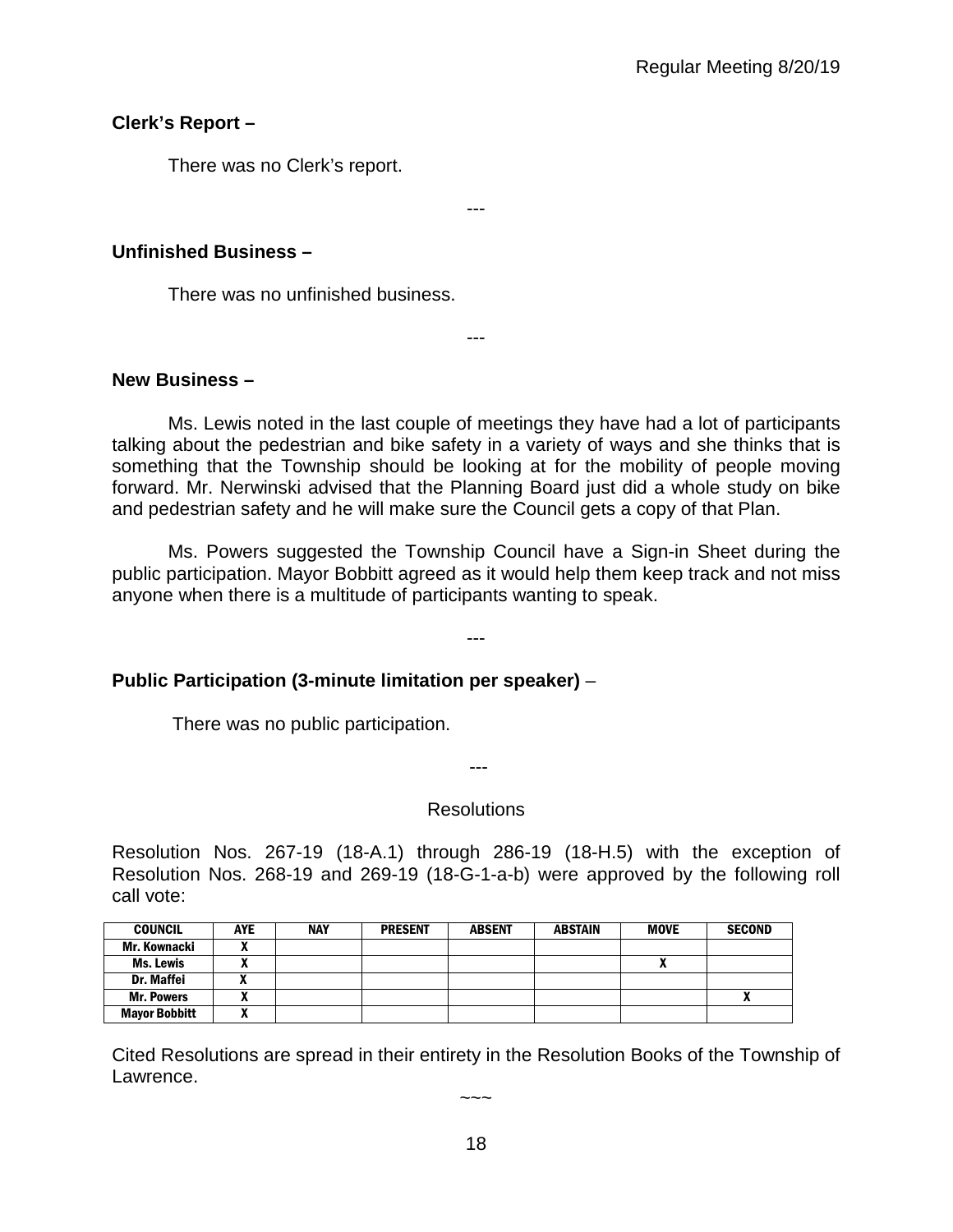**Clerk's Report –**

There was no Clerk's report.

---

**Unfinished Business –**

There was no unfinished business.

---

**New Business –**

Ms. Lewis noted in the last couple of meetings they have had a lot of participants talking about the pedestrian and bike safety in a variety of ways and she thinks that is something that the Township should be looking at for the mobility of people moving forward. Mr. Nerwinski advised that the Planning Board just did a whole study on bike and pedestrian safety and he will make sure the Council gets a copy of that Plan.

Ms. Powers suggested the Township Council have a Sign-in Sheet during the public participation. Mayor Bobbitt agreed as it would help them keep track and not miss anyone when there is a multitude of participants wanting to speak.

---

**Public Participation (3-minute limitation per speaker)** –

There was no public participation.

---

Resolutions

Resolution Nos. 267-19 (18-A.1) through 286-19 (18-H.5) with the exception of Resolution Nos. 268-19 and 269-19 (18-G-1-a-b) were approved by the following roll call vote:

| COUNCIL | AYE | NAY | PRESENT | ABSENT | ABSTAIN | MOVE | SECOND |
|---|---|---|---|---|---|---|---|
| Mr. Kownacki | X | | | | | | |
| Ms. Lewis | X | | | | | X | |
| Dr. Maffei | X | | | | | | |
| Mr. Powers | X | | | | | | X |
| Mayor Bobbitt | X | | | | | | |

Cited Resolutions are spread in their entirety in the Resolution Books of the Township of Lawrence.

~~~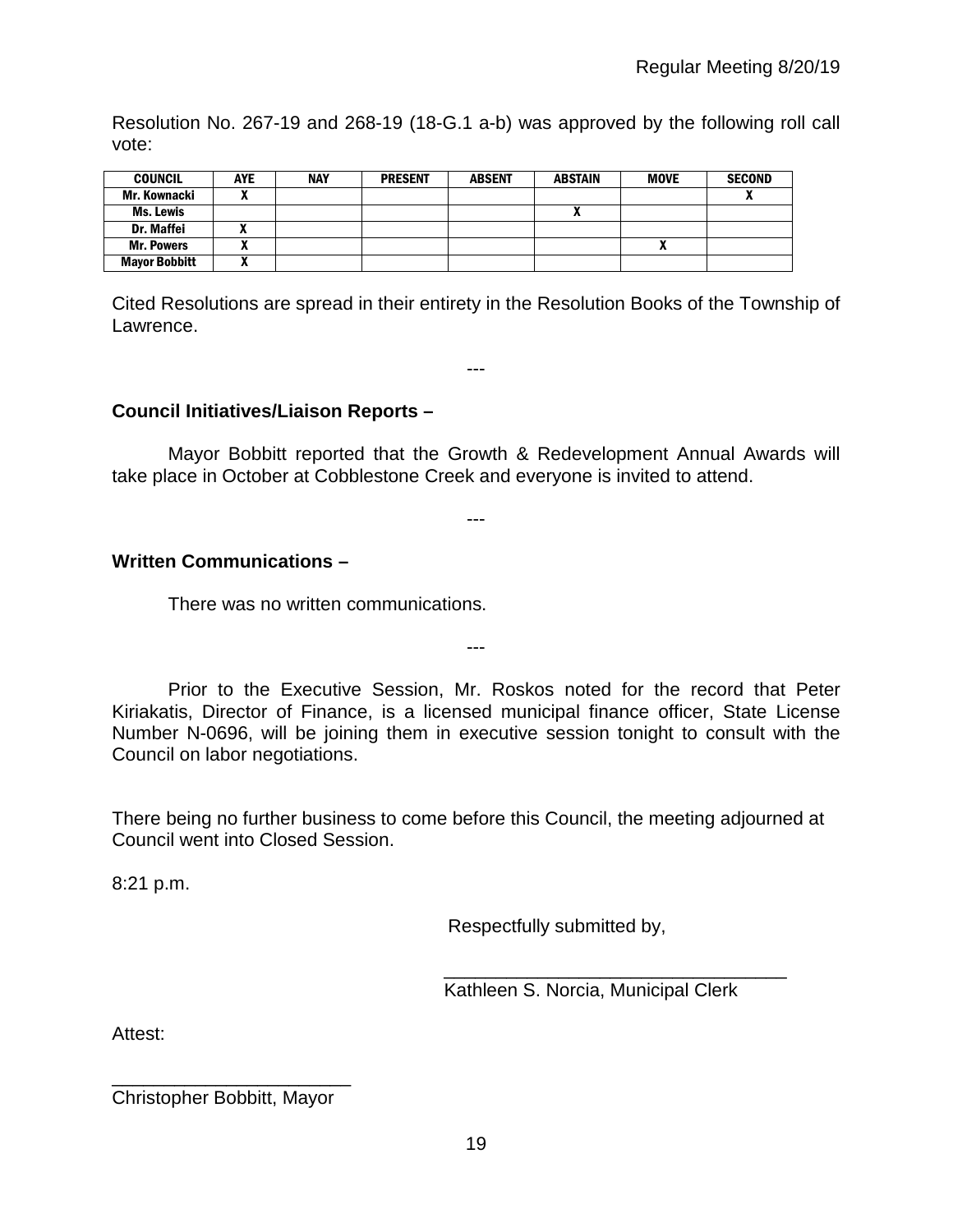Resolution No. 267-19 and 268-19 (18-G.1 a-b) was approved by the following roll call vote:

| COUNCIL | AYE | NAY | PRESENT | ABSENT | ABSTAIN | MOVE | SECOND |
|---|---|---|---|---|---|---|---|
| Mr. Kownacki | X | | | | | | X |
| Ms. Lewis | | | | | X | | |
| Dr. Maffei | X | | | | | | |
| Mr. Powers | X | | | | | X | |
| Mayor Bobbitt | X | | | | | | |

Cited Resolutions are spread in their entirety in the Resolution Books of the Township of Lawrence.

---

**Council Initiatives/Liaison Reports –**

Mayor Bobbitt reported that the Growth & Redevelopment Annual Awards will take place in October at Cobblestone Creek and everyone is invited to attend.

---

**Written Communications –**

There was no written communications.

---

Prior to the Executive Session, Mr. Roskos noted for the record that Peter Kiriakatis, Director of Finance, is a licensed municipal finance officer, State License Number N-0696, will be joining them in executive session tonight to consult with the Council on labor negotiations.

There being no further business to come before this Council, the meeting adjourned at Council went into Closed Session.

8:21 p.m.

Respectfully submitted by,

\_\_\_\_\_\_\_\_\_\_\_\_\_\_\_\_\_\_\_\_\_\_\_\_\_\_\_\_\_\_\_\_\_\_
Kathleen S. Norcia, Municipal Clerk

Attest:

\_\_\_\_\_\_\_\_\_\_\_\_\_\_\_\_\_\_\_\_\_\_\_\_
Christopher Bobbitt, Mayor